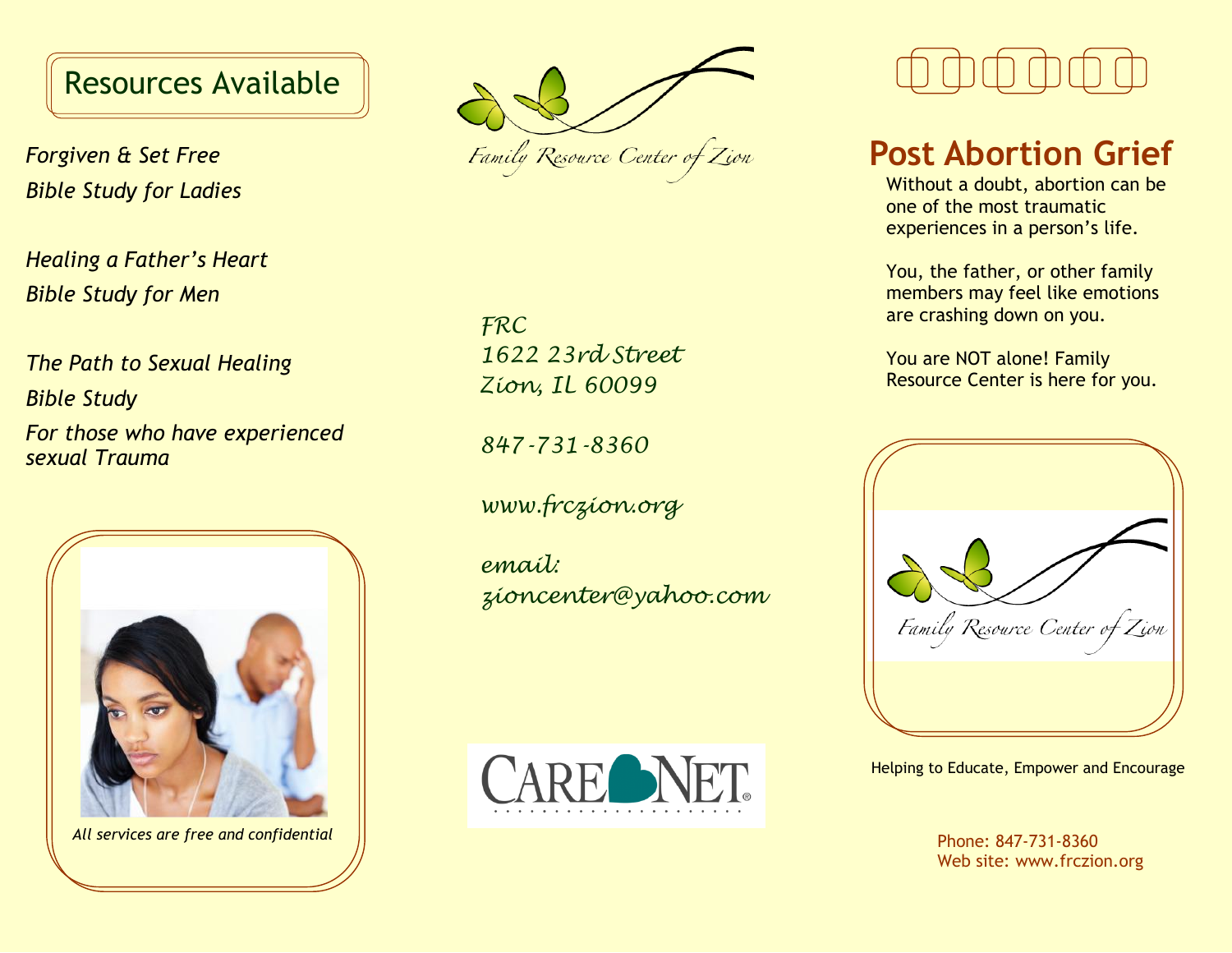## Resources Available

*Forgiven & Set Free*
*Bible Study for Ladies*

*Healing a Father's Heart*
*Bible Study for Men*

*The Path to Sexual Healing*
*Bible Study*
*For those who have experienced sexual Trauma*

*All services are free and confidential*

Family Resource Center of Zion

FRC
1622 23rd Street
Zion, IL 60099

847-731-8360

www.frczion.org

email:
zioncenter@yahoo.com

CARE NET

# Post Abortion Grief

Without a doubt, abortion can be one of the most traumatic experiences in a person's life.

You, the father, or other family members may feel like emotions are crashing down on you.

You are NOT alone! Family Resource Center is here for you.

Family Resource Center of Zion

Helping to Educate, Empower and Encourage

Phone: 847-731-8360
Web site: www.frczion.org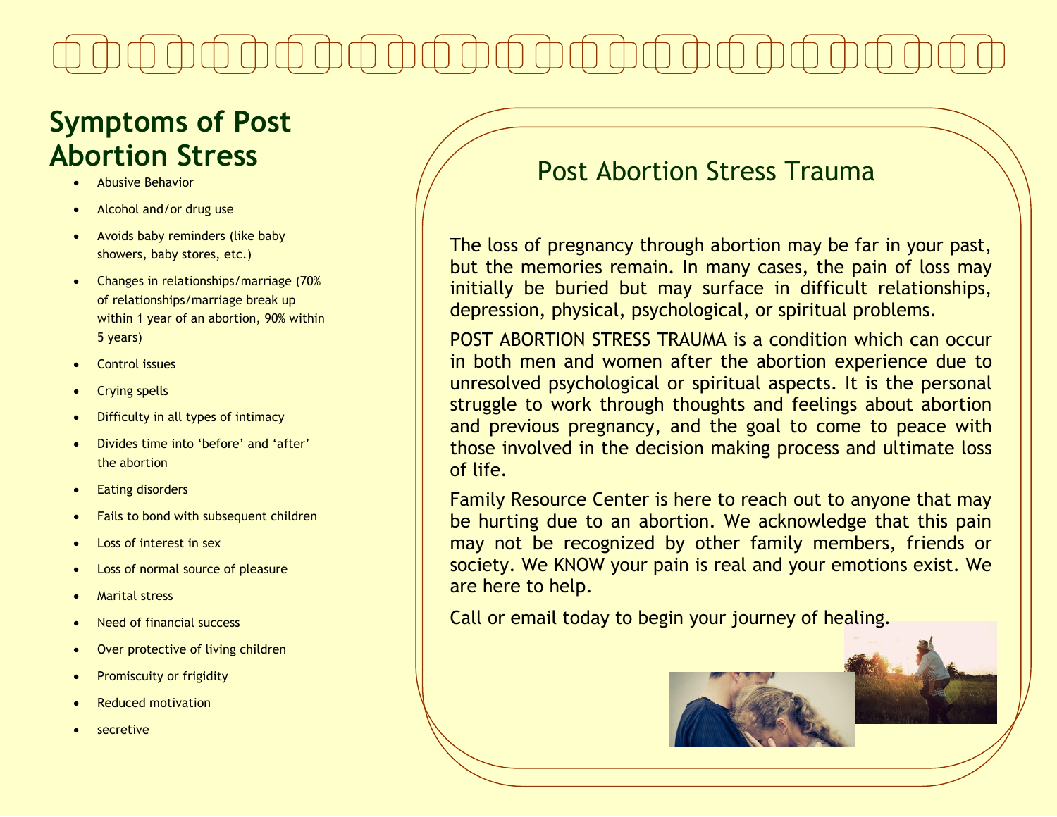## Symptoms of Post Abortion Stress

- Abusive Behavior
- Alcohol and/or drug use
- Avoids baby reminders (like baby showers, baby stores, etc.)
- Changes in relationships/marriage (70% of relationships/marriage break up within 1 year of an abortion, 90% within 5 years)
- Control issues
- Crying spells
- Difficulty in all types of intimacy
- Divides time into 'before' and 'after' the abortion
- Eating disorders
- Fails to bond with subsequent children
- Loss of interest in sex
- Loss of normal source of pleasure
- Marital stress
- Need of financial success
- Over protective of living children
- Promiscuity or frigidity
- Reduced motivation
- secretive

## Post Abortion Stress Trauma

The loss of pregnancy through abortion may be far in your past, but the memories remain. In many cases, the pain of loss may initially be buried but may surface in difficult relationships, depression, physical, psychological, or spiritual problems.

POST ABORTION STRESS TRAUMA is a condition which can occur in both men and women after the abortion experience due to unresolved psychological or spiritual aspects. It is the personal struggle to work through thoughts and feelings about abortion and previous pregnancy, and the goal to come to peace with those involved in the decision making process and ultimate loss of life.

Family Resource Center is here to reach out to anyone that may be hurting due to an abortion. We acknowledge that this pain may not be recognized by other family members, friends or society. We KNOW your pain is real and your emotions exist. We are here to help.

Call or email today to begin your journey of healing.